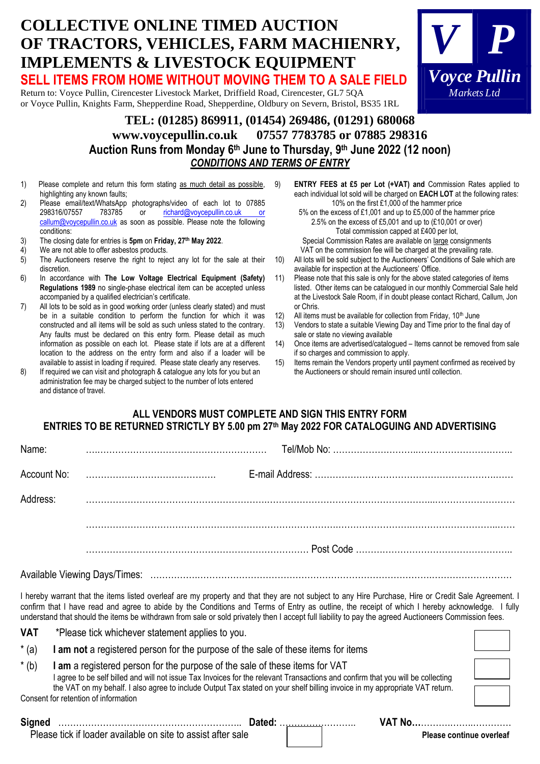# COLLECTIVE ONLINE TIMED AUCTION OF TRACTORS, VEHICLES, FARM MACHIENRY, IMPLEMENTS & LIVESTOCK EQUIPMENT

**SELL ITEMS FROM HOME WITHOUT MOVING THEM TO A SALE FIELD**

Return to: Voyce Pullin, Cirencester Livestock Market, Driffield Road, Cirencester, GL7 5QA
or Voyce Pullin, Knights Farm, Shepperdine Road, Shepperdine, Oldbury on Severn, Bristol, BS35 1RL

V P *Voyce Pullin* *Markets Ltd*

**TEL: (01285) 869911, (01454) 269486, (01291) 680068**

**www.voycepullin.co.uk 07557 7783785 or 07885 298316**

**Auction Runs from Monday 6th June to Thursday, 9th June 2022 (12 noon)**

***CONDITIONS AND TERMS OF ENTRY***

1) Please complete and return this form stating as much detail as possible, highlighting any known faults;
2) Please email/text/WhatsApp photographs/video of each lot to 07885 298316/07557 783785 or richard@voycepullin.co.uk or callum@voycepullin.co.uk as soon as possible. Please note the following conditions:
3) The closing date for entries is **5pm** on **Friday, 27th May 2022**.
4) We are not able to offer asbestos products.
5) The Auctioneers reserve the right to reject any lot for the sale at their discretion.
6) In accordance with **The Low Voltage Electrical Equipment (Safety) Regulations 1989** no single-phase electrical item can be accepted unless accompanied by a qualified electrician's certificate.
7) All lots to be sold as in good working order (unless clearly stated) and must be in a suitable condition to perform the function for which it was constructed and all items will be sold as such unless stated to the contrary. Any faults must be declared on this entry form. Please detail as much information as possible on each lot. Please state if lots are at a different location to the address on the entry form and also if a loader will be available to assist in loading if required. Please state clearly any reserves.
8) If required we can visit and photograph & catalogue any lots for you but an administration fee may be charged subject to the number of lots entered and distance of travel.
9) **ENTRY FEES at £5 per Lot (+VAT) and** Commission Rates applied to each individual lot sold will be charged on **EACH LOT** at the following rates:
   10% on the first £1,000 of the hammer price
   5% on the excess of £1,001 and up to £5,000 of the hammer price
   2.5% on the excess of £5,001 and up to (£10,001 or over)
   Total commission capped at £400 per lot,
   Special Commission Rates are available on large consignments
   VAT on the commission fee will be charged at the prevailing rate.
10) All lots will be sold subject to the Auctioneers' Conditions of Sale which are available for inspection at the Auctioneers' Office.
11) Please note that this sale is only for the above stated categories of items listed. Other items can be catalogued in our monthly Commercial Sale held at the Livestock Sale Room, if in doubt please contact Richard, Callum, Jon or Chris.
12) All items must be available for collection from Friday, 10th June
13) Vendors to state a suitable Viewing Day and Time prior to the final day of sale or state no viewing available
14) Once items are advertised/catalogued – Items cannot be removed from sale if so charges and commission to apply.
15) Items remain the Vendors property until payment confirmed as received by the Auctioneers or should remain insured until collection.

**ALL VENDORS MUST COMPLETE AND SIGN THIS ENTRY FORM**

**ENTRIES TO BE RETURNED STRICTLY BY 5.00 pm 27th May 2022 FOR CATALOGUING AND ADVERTISING**

Name: ………………………………………………… Tel/Mob No: ……………………………………………………

Account No: ……………………………………… E-mail Address: ……………………………………………………

Address: ……………………………………………………………………………………………………………………

……………………………………………………………………………………………………………………………

…………………………………………………………………… Post Code ……………………………………………

Available Viewing Days/Times: ………………………………………………………………………………………

I hereby warrant that the items listed overleaf are my property and that they are not subject to any Hire Purchase, Hire or Credit Sale Agreement. I confirm that I have read and agree to abide by the Conditions and Terms of Entry as outline, the receipt of which I hereby acknowledge. I fully understand that should the items be withdrawn from sale or sold privately then I accept full liability to pay the agreed Auctioneers Commission fees.

**VAT** *Please tick whichever statement applies to you.

\* (a) **I am not** a registered person for the purpose of the sale of these items for items ☐

\* (b) **I am** a registered person for the purpose of the sale of these items for VAT ☐
I agree to be self billed and will not issue Tax Invoices for the relevant Transactions and confirm that you will be collecting the VAT on my behalf. I also agree to include Output Tax stated on your shelf billing invoice in my appropriate VAT return.

Consent for retention of information ☐

**Signed** ……………………………………………………… **Dated:** …………………… **VAT No…**…………………………

Please tick if loader available on site to assist after sale ☐

**Please continue overleaf**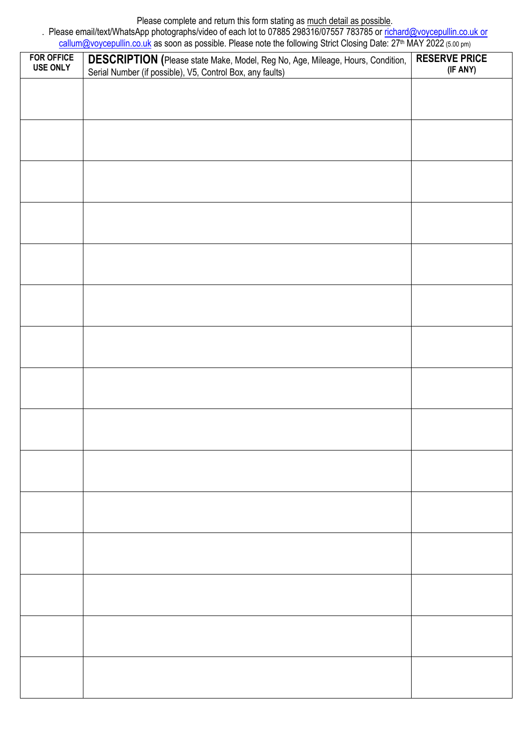Please complete and return this form stating as much detail as possible.

. Please email/text/WhatsApp photographs/video of each lot to 07885 298316/07557 783785 or richard@voycepullin.co.uk or callum@voycepullin.co.uk as soon as possible. Please note the following Strict Closing Date: 27th MAY 2022 (5.00 pm)

| FOR OFFICE USE ONLY | **DESCRIPTION** (Please state Make, Model, Reg No, Age, Mileage, Hours, Condition, Serial Number (if possible), V5, Control Box, any faults) | **RESERVE PRICE (IF ANY)** |
|---|---|---|
| | | |
| | | |
| | | |
| | | |
| | | |
| | | |
| | | |
| | | |
| | | |
| | | |
| | | |
| | | |
| | | |
| | | |
| | | |